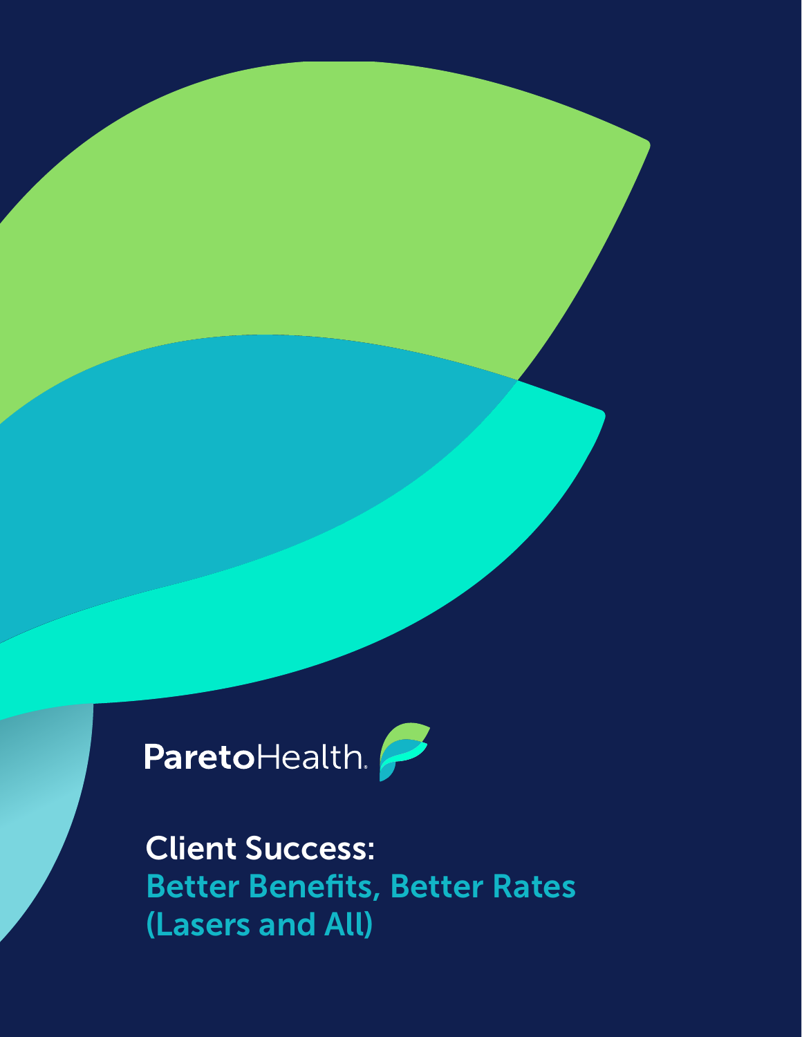ParetoHealth

# Client Success: Better Benefits, Better Rates (Lasers and All)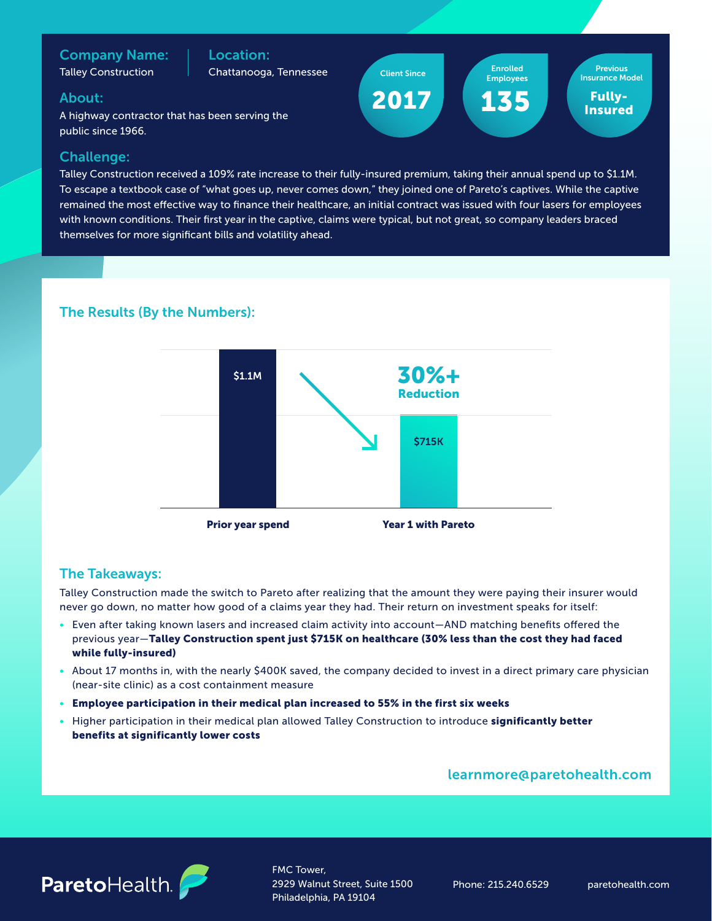**Company Name:**
Talley Construction

**Location:**
Chattanooga, Tennessee

**About:**
A highway contractor that has been serving the public since 1966.

Client Since
**2017**

Enrolled Employees
**135**

Previous Insurance Model
**Fully-Insured**

## Challenge:

Talley Construction received a 109% rate increase to their fully-insured premium, taking their annual spend up to $1.1M. To escape a textbook case of "what goes up, never comes down," they joined one of Pareto's captives. While the captive remained the most effective way to finance their healthcare, an initial contract was issued with four lasers for employees with known conditions. Their first year in the captive, claims were typical, but not great, so company leaders braced themselves for more significant bills and volatility ahead.

## The Results (By the Numbers):

$1.1M

Prior year spend

30%+
Reduction

$715K

Year 1 with Pareto

## The Takeaways:

Talley Construction made the switch to Pareto after realizing that the amount they were paying their insurer would never go down, no matter how good of a claims year they had. Their return on investment speaks for itself:

- Even after taking known lasers and increased claim activity into account—AND matching benefits offered the previous year—**Talley Construction spent just $715K on healthcare (30% less than the cost they had faced while fully-insured)**
- About 17 months in, with the nearly $400K saved, the company decided to invest in a direct primary care physician (near-site clinic) as a cost containment measure
- **Employee participation in their medical plan increased to 55% in the first six weeks**
- Higher participation in their medical plan allowed Talley Construction to introduce **significantly better benefits at significantly lower costs**

learnmore@paretohealth.com

ParetoHealth

FMC Tower,
2929 Walnut Street, Suite 1500
Philadelphia, PA 19104

Phone: 215.240.6529

paretohealth.com